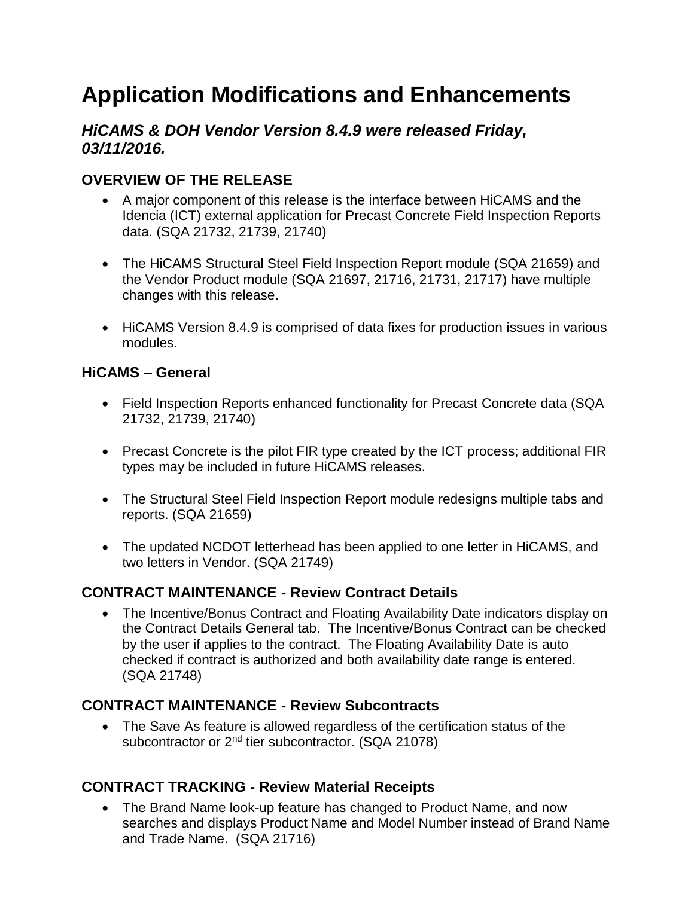# Application Modifications and Enhancements

### *HiCAMS & DOH Vendor Version 8.4.9 were released Friday, 03/11/2016.*

### OVERVIEW OF THE RELEASE

- A major component of this release is the interface between HiCAMS and the Idencia (ICT) external application for Precast Concrete Field Inspection Reports data. (SQA 21732, 21739, 21740)

- The HiCAMS Structural Steel Field Inspection Report module (SQA 21659) and the Vendor Product module (SQA 21697, 21716, 21731, 21717) have multiple changes with this release.

- HiCAMS Version 8.4.9 is comprised of data fixes for production issues in various modules.

### HiCAMS – General

- Field Inspection Reports enhanced functionality for Precast Concrete data (SQA 21732, 21739, 21740)

- Precast Concrete is the pilot FIR type created by the ICT process; additional FIR types may be included in future HiCAMS releases.

- The Structural Steel Field Inspection Report module redesigns multiple tabs and reports. (SQA 21659)

- The updated NCDOT letterhead has been applied to one letter in HiCAMS, and two letters in Vendor. (SQA 21749)

### CONTRACT MAINTENANCE - Review Contract Details

- The Incentive/Bonus Contract and Floating Availability Date indicators display on the Contract Details General tab. The Incentive/Bonus Contract can be checked by the user if applies to the contract. The Floating Availability Date is auto checked if contract is authorized and both availability date range is entered. (SQA 21748)

### CONTRACT MAINTENANCE - Review Subcontracts

- The Save As feature is allowed regardless of the certification status of the subcontractor or 2nd tier subcontractor. (SQA 21078)

### CONTRACT TRACKING - Review Material Receipts

- The Brand Name look-up feature has changed to Product Name, and now searches and displays Product Name and Model Number instead of Brand Name and Trade Name. (SQA 21716)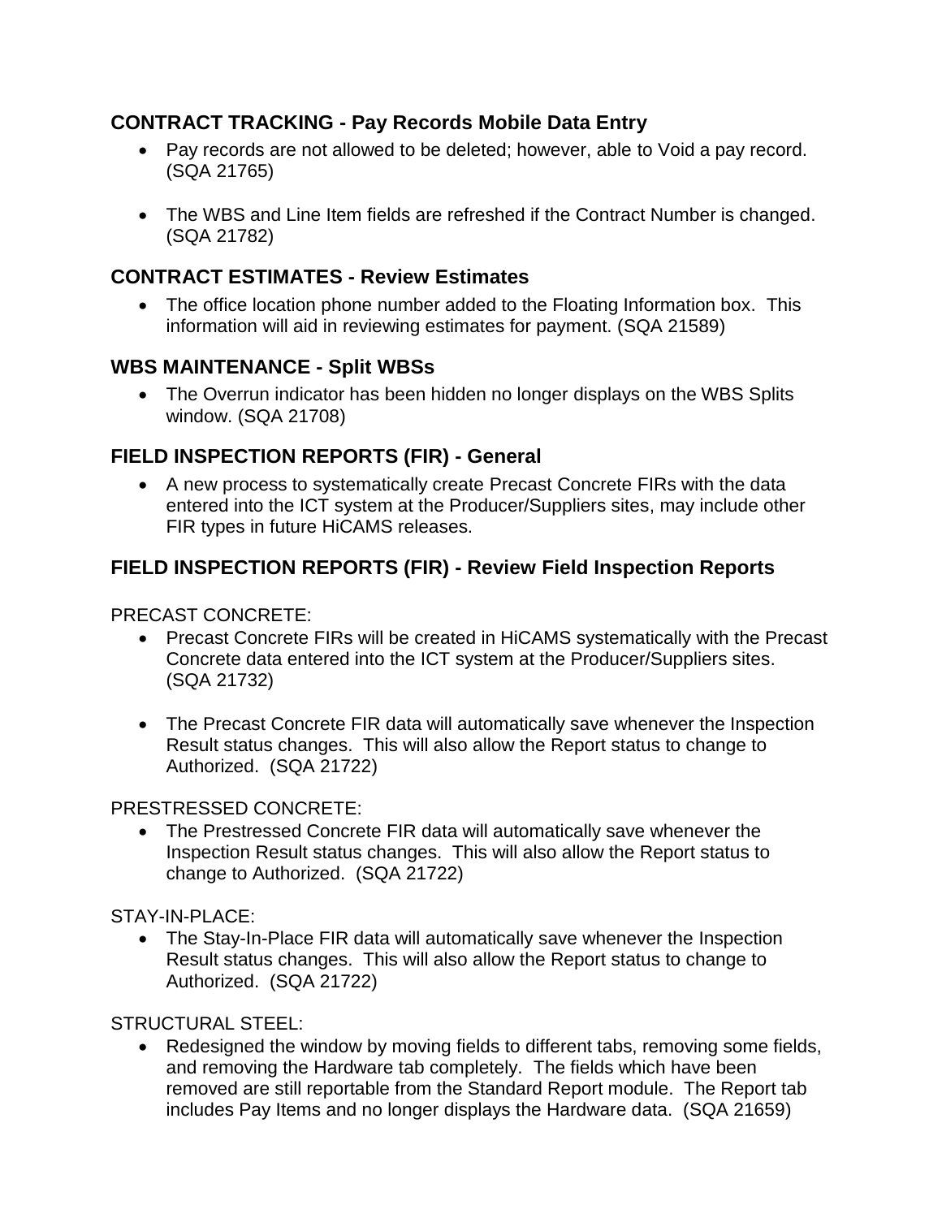## CONTRACT TRACKING - Pay Records Mobile Data Entry

- Pay records are not allowed to be deleted; however, able to Void a pay record. (SQA 21765)
- The WBS and Line Item fields are refreshed if the Contract Number is changed. (SQA 21782)

## CONTRACT ESTIMATES - Review Estimates

- The office location phone number added to the Floating Information box. This information will aid in reviewing estimates for payment. (SQA 21589)

## WBS MAINTENANCE - Split WBSs

- The Overrun indicator has been hidden no longer displays on the WBS Splits window. (SQA 21708)

## FIELD INSPECTION REPORTS (FIR) - General

- A new process to systematically create Precast Concrete FIRs with the data entered into the ICT system at the Producer/Suppliers sites, may include other FIR types in future HiCAMS releases.

## FIELD INSPECTION REPORTS (FIR) - Review Field Inspection Reports

PRECAST CONCRETE:

- Precast Concrete FIRs will be created in HiCAMS systematically with the Precast Concrete data entered into the ICT system at the Producer/Suppliers sites. (SQA 21732)
- The Precast Concrete FIR data will automatically save whenever the Inspection Result status changes. This will also allow the Report status to change to Authorized. (SQA 21722)

PRESTRESSED CONCRETE:

- The Prestressed Concrete FIR data will automatically save whenever the Inspection Result status changes. This will also allow the Report status to change to Authorized. (SQA 21722)

STAY-IN-PLACE:

- The Stay-In-Place FIR data will automatically save whenever the Inspection Result status changes. This will also allow the Report status to change to Authorized. (SQA 21722)

STRUCTURAL STEEL:

- Redesigned the window by moving fields to different tabs, removing some fields, and removing the Hardware tab completely. The fields which have been removed are still reportable from the Standard Report module. The Report tab includes Pay Items and no longer displays the Hardware data. (SQA 21659)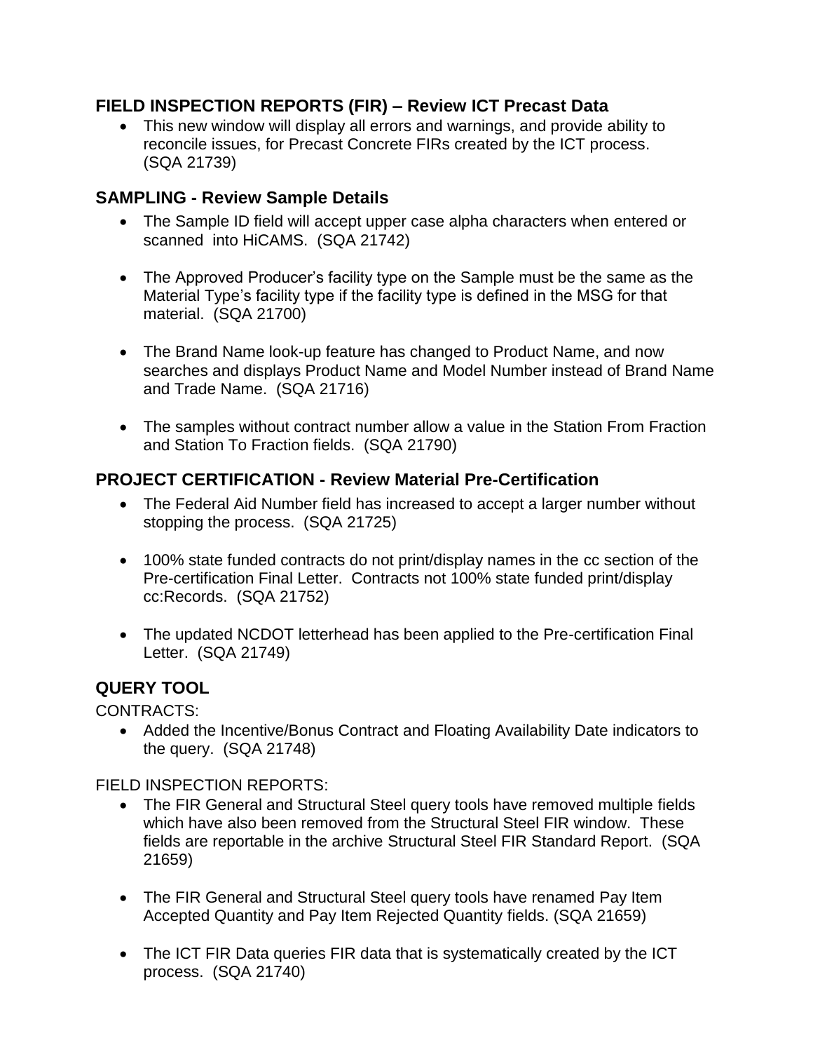## FIELD INSPECTION REPORTS (FIR) – Review ICT Precast Data

- This new window will display all errors and warnings, and provide ability to reconcile issues, for Precast Concrete FIRs created by the ICT process. (SQA 21739)

## SAMPLING - Review Sample Details

- The Sample ID field will accept upper case alpha characters when entered or scanned into HiCAMS. (SQA 21742)
- The Approved Producer's facility type on the Sample must be the same as the Material Type's facility type if the facility type is defined in the MSG for that material. (SQA 21700)
- The Brand Name look-up feature has changed to Product Name, and now searches and displays Product Name and Model Number instead of Brand Name and Trade Name. (SQA 21716)
- The samples without contract number allow a value in the Station From Fraction and Station To Fraction fields. (SQA 21790)

## PROJECT CERTIFICATION - Review Material Pre-Certification

- The Federal Aid Number field has increased to accept a larger number without stopping the process. (SQA 21725)
- 100% state funded contracts do not print/display names in the cc section of the Pre-certification Final Letter. Contracts not 100% state funded print/display cc:Records. (SQA 21752)
- The updated NCDOT letterhead has been applied to the Pre-certification Final Letter. (SQA 21749)

## QUERY TOOL

CONTRACTS:

- Added the Incentive/Bonus Contract and Floating Availability Date indicators to the query. (SQA 21748)

FIELD INSPECTION REPORTS:

- The FIR General and Structural Steel query tools have removed multiple fields which have also been removed from the Structural Steel FIR window. These fields are reportable in the archive Structural Steel FIR Standard Report. (SQA 21659)
- The FIR General and Structural Steel query tools have renamed Pay Item Accepted Quantity and Pay Item Rejected Quantity fields. (SQA 21659)
- The ICT FIR Data queries FIR data that is systematically created by the ICT process. (SQA 21740)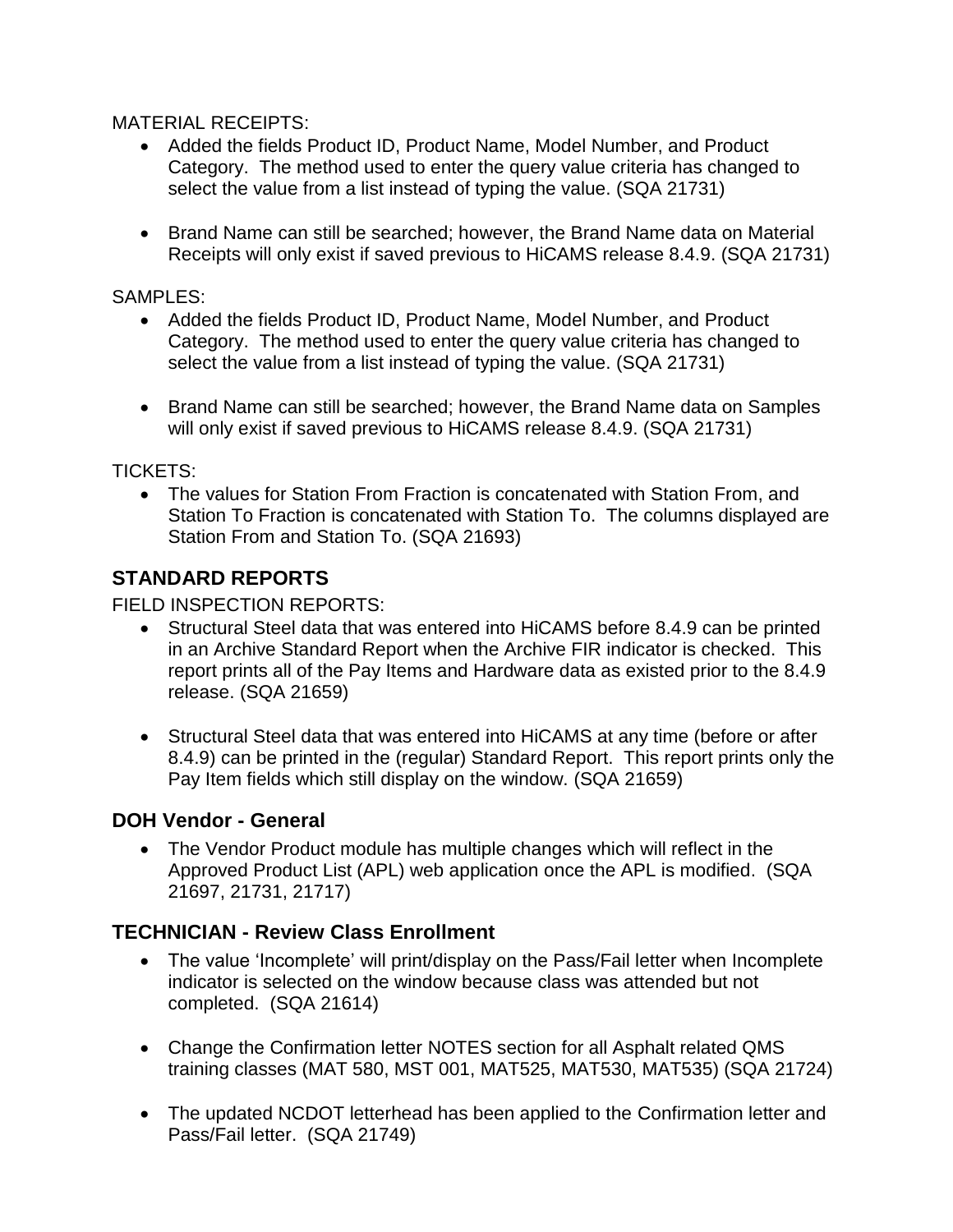MATERIAL RECEIPTS:

- Added the fields Product ID, Product Name, Model Number, and Product Category. The method used to enter the query value criteria has changed to select the value from a list instead of typing the value. (SQA 21731)

- Brand Name can still be searched; however, the Brand Name data on Material Receipts will only exist if saved previous to HiCAMS release 8.4.9. (SQA 21731)

SAMPLES:

- Added the fields Product ID, Product Name, Model Number, and Product Category. The method used to enter the query value criteria has changed to select the value from a list instead of typing the value. (SQA 21731)

- Brand Name can still be searched; however, the Brand Name data on Samples will only exist if saved previous to HiCAMS release 8.4.9. (SQA 21731)

TICKETS:

- The values for Station From Fraction is concatenated with Station From, and Station To Fraction is concatenated with Station To. The columns displayed are Station From and Station To. (SQA 21693)

## STANDARD REPORTS

FIELD INSPECTION REPORTS:

- Structural Steel data that was entered into HiCAMS before 8.4.9 can be printed in an Archive Standard Report when the Archive FIR indicator is checked. This report prints all of the Pay Items and Hardware data as existed prior to the 8.4.9 release. (SQA 21659)

- Structural Steel data that was entered into HiCAMS at any time (before or after 8.4.9) can be printed in the (regular) Standard Report. This report prints only the Pay Item fields which still display on the window. (SQA 21659)

## DOH Vendor - General

- The Vendor Product module has multiple changes which will reflect in the Approved Product List (APL) web application once the APL is modified. (SQA 21697, 21731, 21717)

## TECHNICIAN - Review Class Enrollment

- The value 'Incomplete' will print/display on the Pass/Fail letter when Incomplete indicator is selected on the window because class was attended but not completed. (SQA 21614)

- Change the Confirmation letter NOTES section for all Asphalt related QMS training classes (MAT 580, MST 001, MAT525, MAT530, MAT535) (SQA 21724)

- The updated NCDOT letterhead has been applied to the Confirmation letter and Pass/Fail letter. (SQA 21749)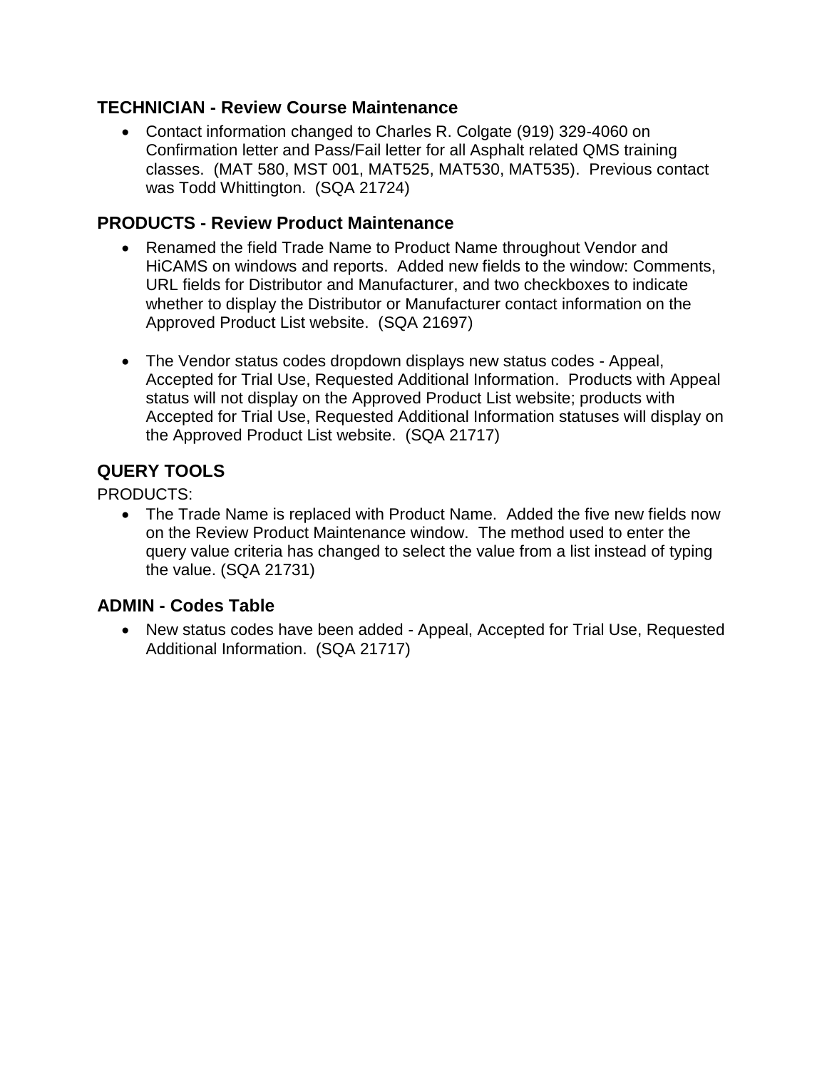### TECHNICIAN - Review Course Maintenance

- Contact information changed to Charles R. Colgate (919) 329-4060 on Confirmation letter and Pass/Fail letter for all Asphalt related QMS training classes. (MAT 580, MST 001, MAT525, MAT530, MAT535). Previous contact was Todd Whittington. (SQA 21724)

### PRODUCTS - Review Product Maintenance

- Renamed the field Trade Name to Product Name throughout Vendor and HiCAMS on windows and reports. Added new fields to the window: Comments, URL fields for Distributor and Manufacturer, and two checkboxes to indicate whether to display the Distributor or Manufacturer contact information on the Approved Product List website. (SQA 21697)

- The Vendor status codes dropdown displays new status codes - Appeal, Accepted for Trial Use, Requested Additional Information. Products with Appeal status will not display on the Approved Product List website; products with Accepted for Trial Use, Requested Additional Information statuses will display on the Approved Product List website. (SQA 21717)

### QUERY TOOLS

PRODUCTS:

- The Trade Name is replaced with Product Name. Added the five new fields now on the Review Product Maintenance window. The method used to enter the query value criteria has changed to select the value from a list instead of typing the value. (SQA 21731)

### ADMIN - Codes Table

- New status codes have been added - Appeal, Accepted for Trial Use, Requested Additional Information. (SQA 21717)